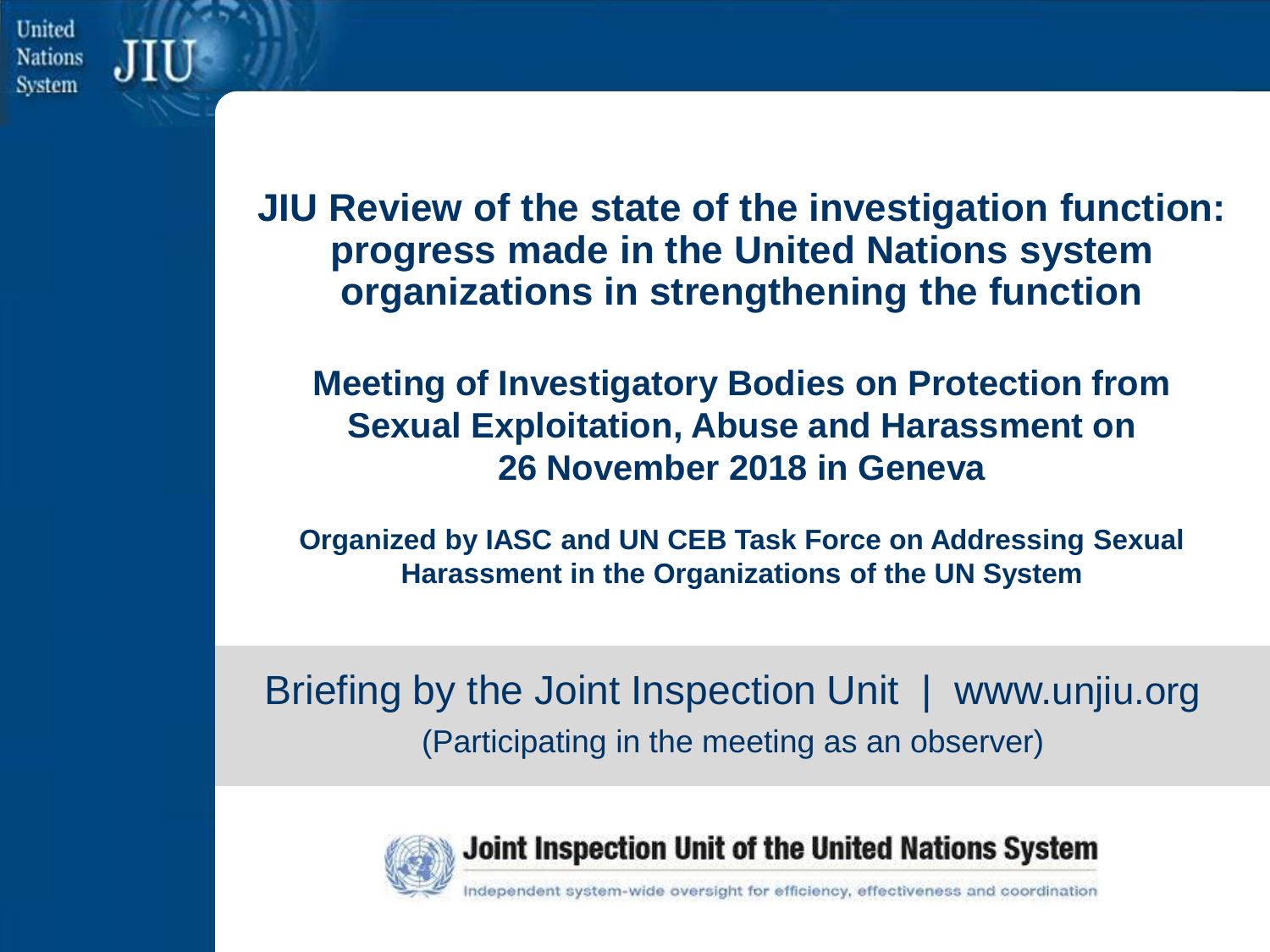# JIU Review of the state of the investigation function: progress made in the United Nations system organizations in strengthening the function

## Meeting of Investigatory Bodies on Protection from Sexual Exploitation, Abuse and Harassment on 26 November 2018 in Geneva

**Organized by IASC and UN CEB Task Force on Addressing Sexual Harassment in the Organizations of the UN System**

Briefing by the Joint Inspection Unit | www.unjiu.org

(Participating in the meeting as an observer)

**Joint Inspection Unit of the United Nations System**

Independent system-wide oversight for efficiency, effectiveness and coordination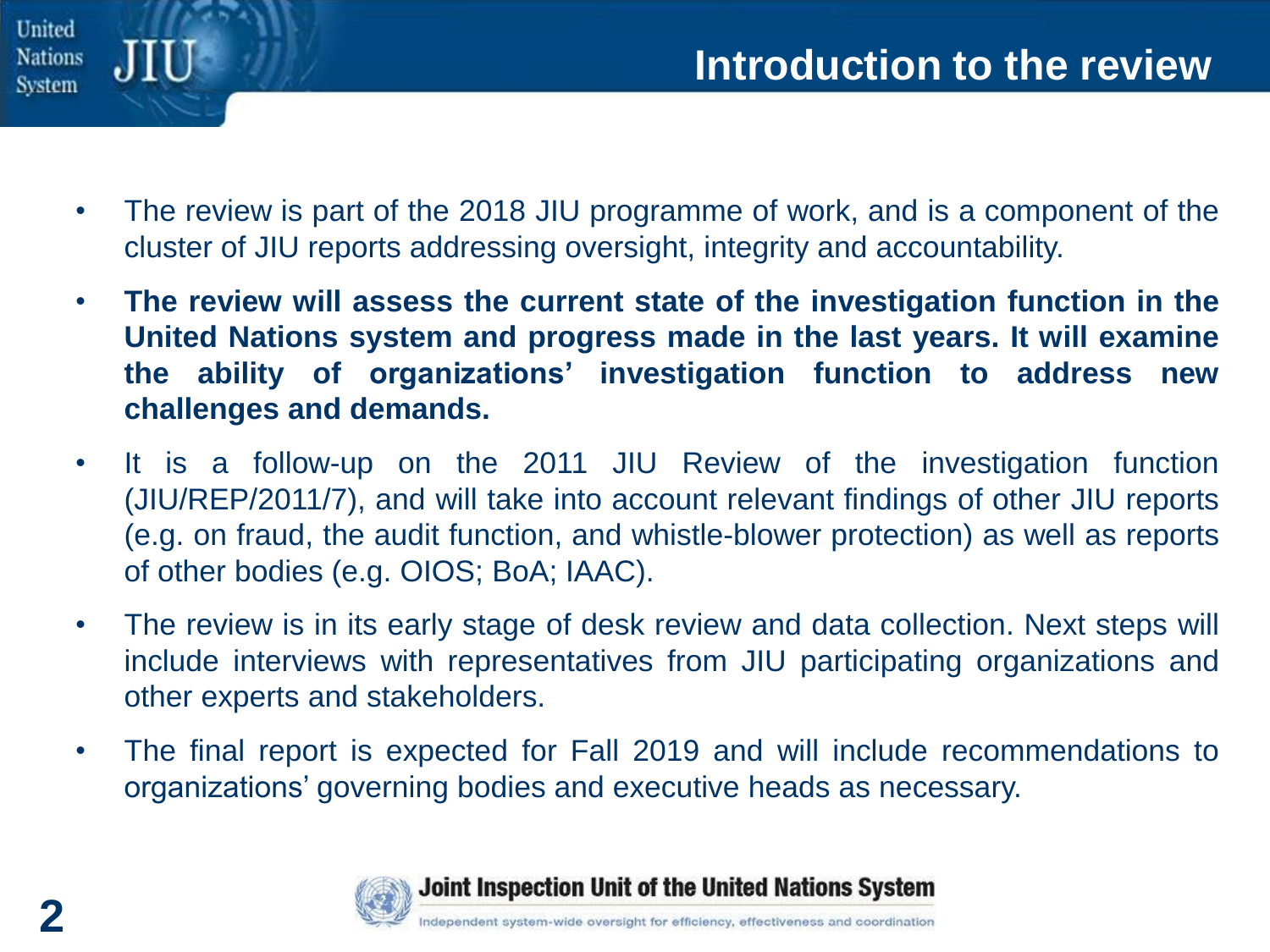# Introduction to the review

- The review is part of the 2018 JIU programme of work, and is a component of the cluster of JIU reports addressing oversight, integrity and accountability.
- **The review will assess the current state of the investigation function in the United Nations system and progress made in the last years. It will examine the ability of organizations' investigation function to address new challenges and demands.**
- It is a follow-up on the 2011 JIU Review of the investigation function (JIU/REP/2011/7), and will take into account relevant findings of other JIU reports (e.g. on fraud, the audit function, and whistle-blower protection) as well as reports of other bodies (e.g. OIOS; BoA; IAAC).
- The review is in its early stage of desk review and data collection. Next steps will include interviews with representatives from JIU participating organizations and other experts and stakeholders.
- The final report is expected for Fall 2019 and will include recommendations to organizations' governing bodies and executive heads as necessary.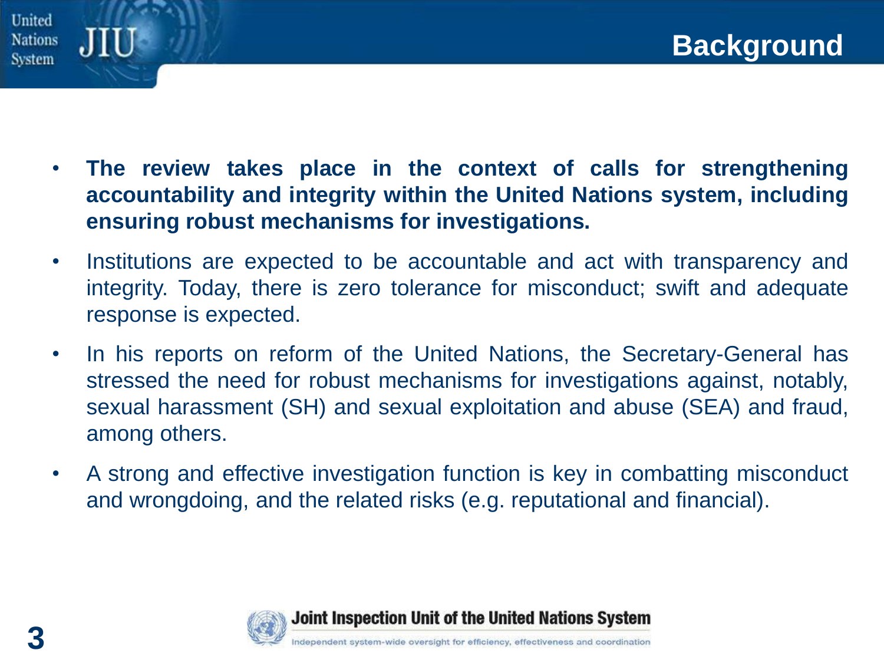# Background

- **The review takes place in the context of calls for strengthening accountability and integrity within the United Nations system, including ensuring robust mechanisms for investigations.**
- Institutions are expected to be accountable and act with transparency and integrity. Today, there is zero tolerance for misconduct; swift and adequate response is expected.
- In his reports on reform of the United Nations, the Secretary-General has stressed the need for robust mechanisms for investigations against, notably, sexual harassment (SH) and sexual exploitation and abuse (SEA) and fraud, among others.
- A strong and effective investigation function is key in combatting misconduct and wrongdoing, and the related risks (e.g. reputational and financial).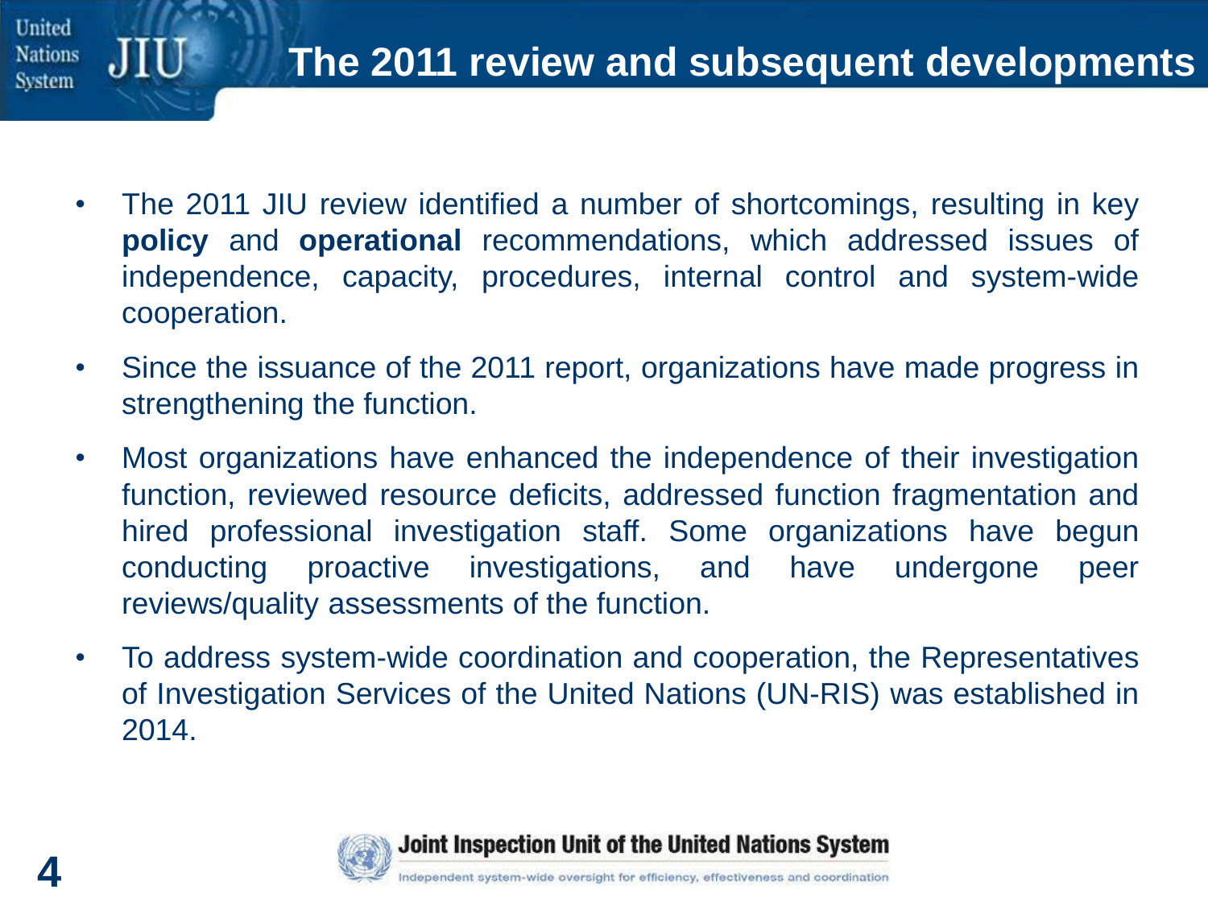# The 2011 review and subsequent developments

- The 2011 JIU review identified a number of shortcomings, resulting in key **policy** and **operational** recommendations, which addressed issues of independence, capacity, procedures, internal control and system-wide cooperation.
- Since the issuance of the 2011 report, organizations have made progress in strengthening the function.
- Most organizations have enhanced the independence of their investigation function, reviewed resource deficits, addressed function fragmentation and hired professional investigation staff. Some organizations have begun conducting proactive investigations, and have undergone peer reviews/quality assessments of the function.
- To address system-wide coordination and cooperation, the Representatives of Investigation Services of the United Nations (UN-RIS) was established in 2014.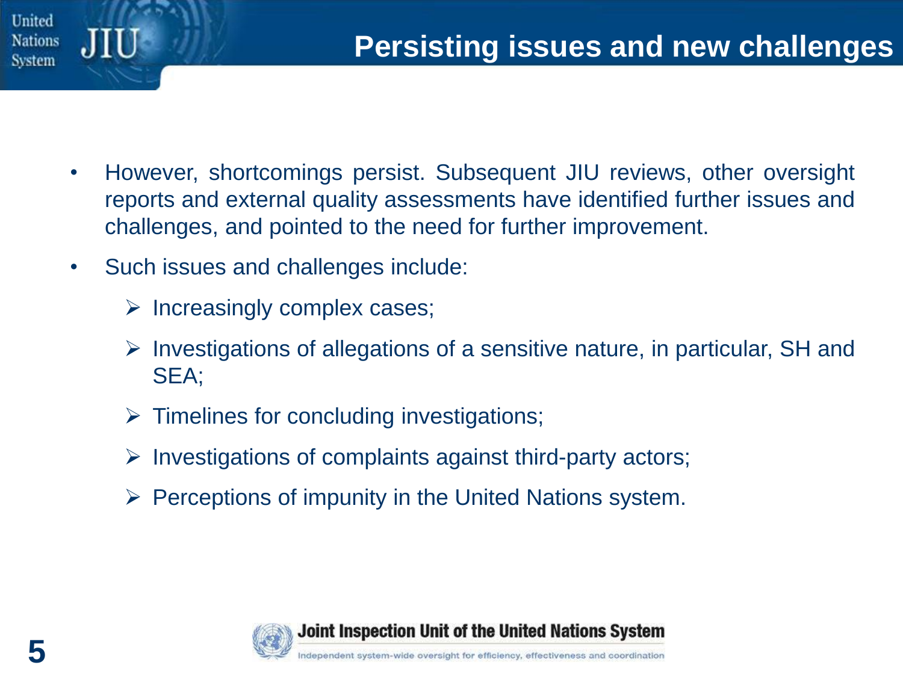# Persisting issues and new challenges

- However, shortcomings persist. Subsequent JIU reviews, other oversight reports and external quality assessments have identified further issues and challenges, and pointed to the need for further improvement.
- Such issues and challenges include:
  - Increasingly complex cases;
  - Investigations of allegations of a sensitive nature, in particular, SH and SEA;
  - Timelines for concluding investigations;
  - Investigations of complaints against third-party actors;
  - Perceptions of impunity in the United Nations system.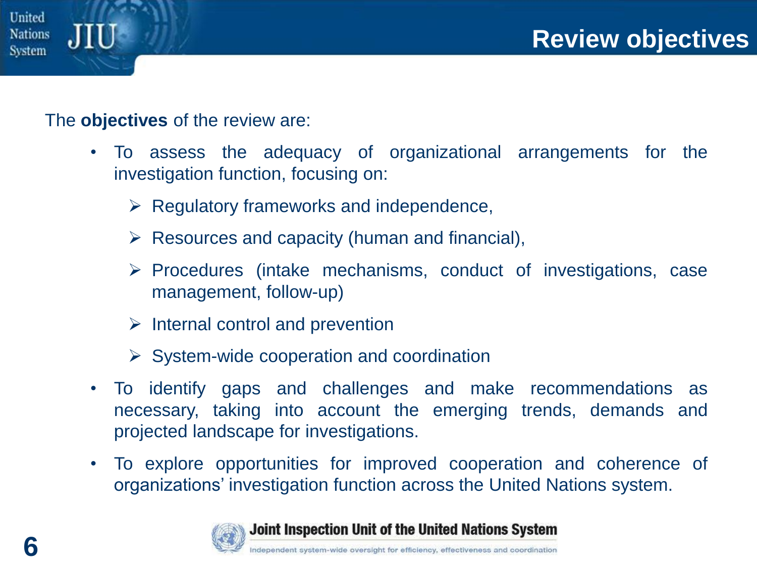# Review objectives

The **objectives** of the review are:

- To assess the adequacy of organizational arrangements for the investigation function, focusing on:
  - Regulatory frameworks and independence,
  - Resources and capacity (human and financial),
  - Procedures (intake mechanisms, conduct of investigations, case management, follow-up)
  - Internal control and prevention
  - System-wide cooperation and coordination
- To identify gaps and challenges and make recommendations as necessary, taking into account the emerging trends, demands and projected landscape for investigations.
- To explore opportunities for improved cooperation and coherence of organizations' investigation function across the United Nations system.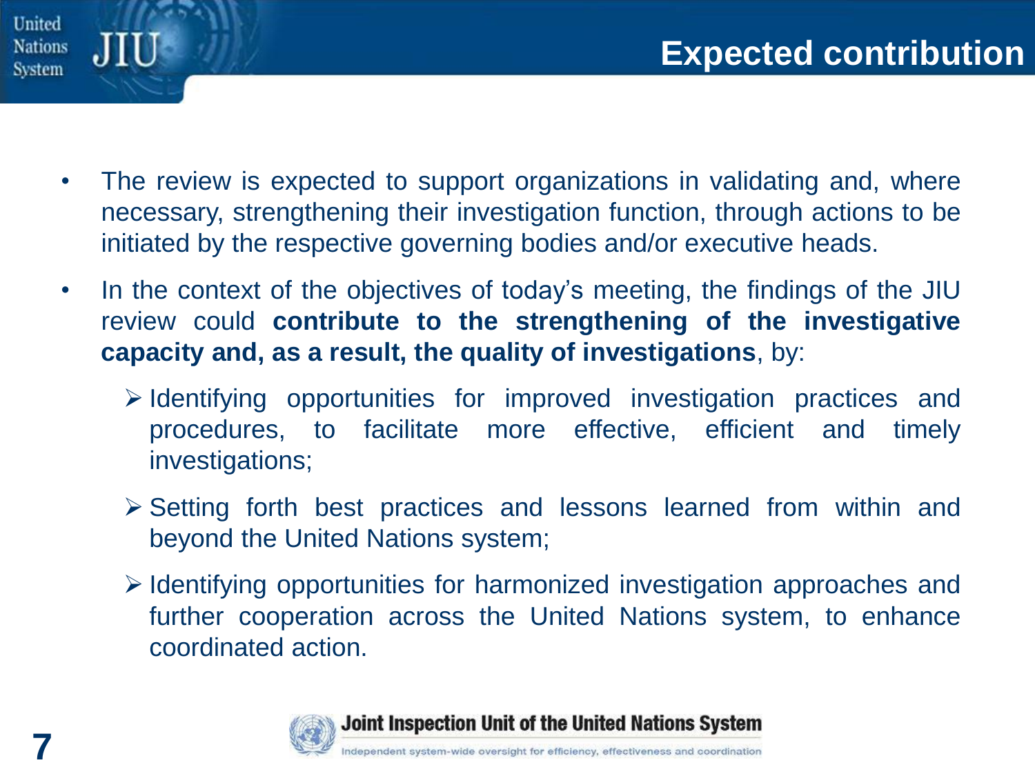# Expected contribution

- The review is expected to support organizations in validating and, where necessary, strengthening their investigation function, through actions to be initiated by the respective governing bodies and/or executive heads.
- In the context of the objectives of today's meeting, the findings of the JIU review could **contribute to the strengthening of the investigative capacity and, as a result, the quality of investigations**, by:
  - Identifying opportunities for improved investigation practices and procedures, to facilitate more effective, efficient and timely investigations;
  - Setting forth best practices and lessons learned from within and beyond the United Nations system;
  - Identifying opportunities for harmonized investigation approaches and further cooperation across the United Nations system, to enhance coordinated action.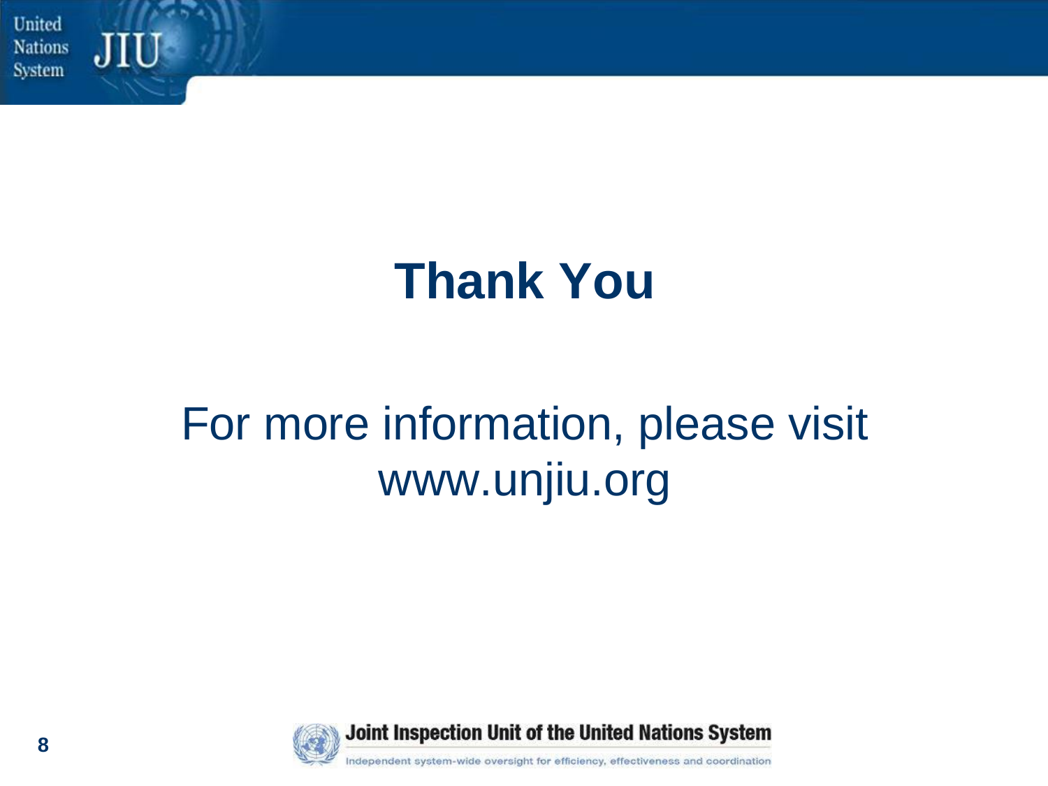# Thank You

For more information, please visit www.unjiu.org